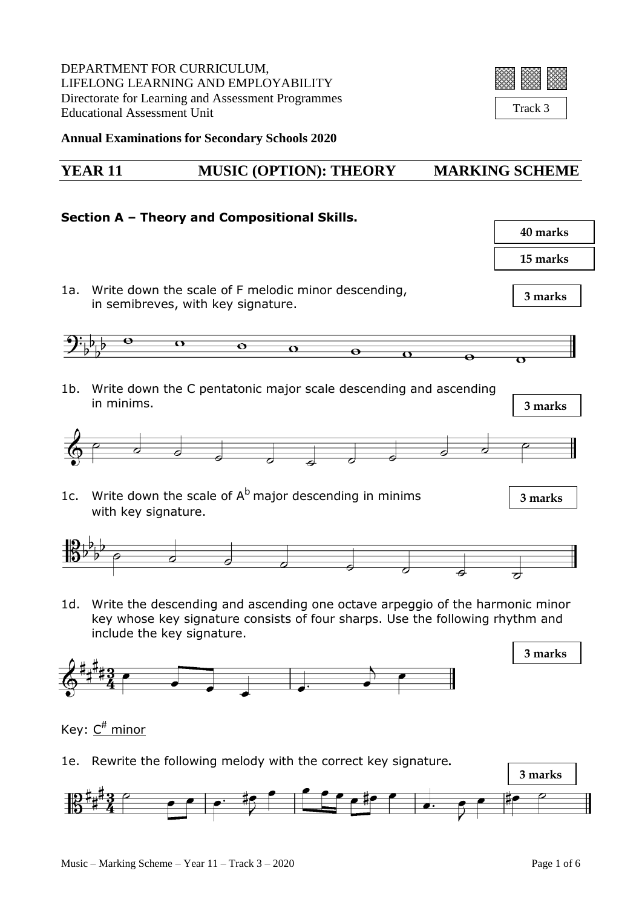DEPARTMENT FOR CURRICULUM,
LIFELONG LEARNING AND EMPLOYABILITY
Directorate for Learning and Assessment Programmes
Educational Assessment Unit

Track 3

**Annual Examinations for Secondary Schools 2020**

## YEAR 11 MUSIC (OPTION): THEORY MARKING SCHEME

### Section A – Theory and Compositional Skills.

**40 marks**

**15 marks**

1a. Write down the scale of F melodic minor descending, in semibreves, with key signature. **3 marks**

1b. Write down the C pentatonic major scale descending and ascending in minims. **3 marks**

1c. Write down the scale of A$^{b}$ major descending in minims with key signature. **3 marks**

1d. Write the descending and ascending one octave arpeggio of the harmonic minor key whose key signature consists of four sharps. Use the following rhythm and include the key signature. **3 marks**

Key: C$^{\#}$ minor

1e. Rewrite the following melody with the correct key signature. **3 marks**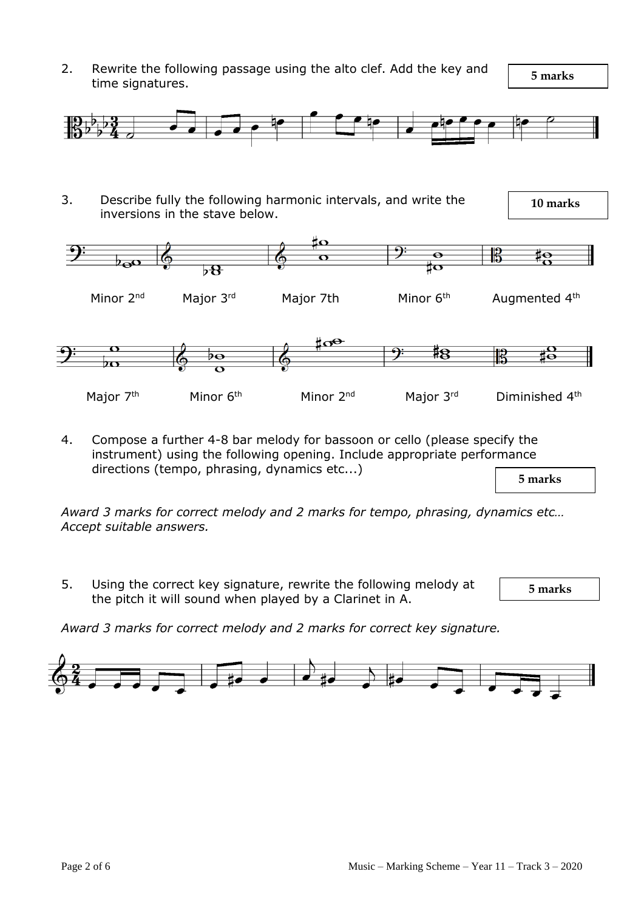2. Rewrite the following passage using the alto clef. Add the key and time signatures.

**5 marks**

3. Describe fully the following harmonic intervals, and write the inversions in the stave below.

**10 marks**

Minor 2nd | Major 3rd | Major 7th | Minor 6th | Augmented 4th

Major 7th | Minor 6th | Minor 2nd | Major 3rd | Diminished 4th

4. Compose a further 4-8 bar melody for bassoon or cello (please specify the instrument) using the following opening. Include appropriate performance directions (tempo, phrasing, dynamics etc...)

**5 marks**

*Award 3 marks for correct melody and 2 marks for tempo, phrasing, dynamics etc… Accept suitable answers.*

5. Using the correct key signature, rewrite the following melody at the pitch it will sound when played by a Clarinet in A.

**5 marks**

*Award 3 marks for correct melody and 2 marks for correct key signature.*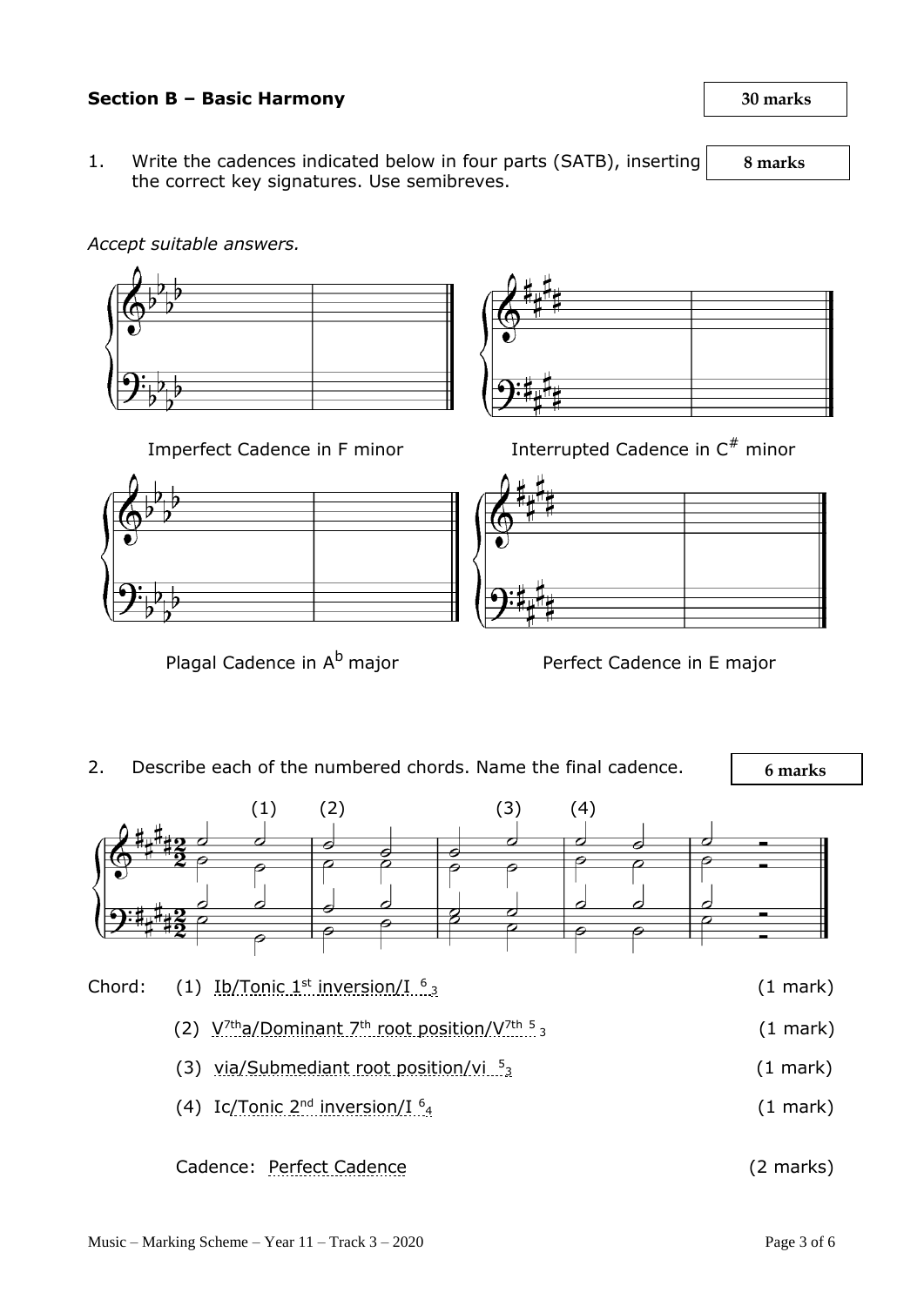## Section B – Basic Harmony

**30 marks**

1. Write the cadences indicated below in four parts (SATB), inserting the correct key signatures. Use semibreves.

**8 marks**

*Accept suitable answers.*

Imperfect Cadence in F minor

Interrupted Cadence in C# minor

Plagal Cadence in Ab major

Perfect Cadence in E major

2. Describe each of the numbered chords. Name the final cadence.

**6 marks**

(1) (2) (3) (4)

Chord:

(1) Ib/Tonic 1st inversion/I $^{6}_{3}$ (1 mark)

(2) $V^{7th}$a/Dominant 7th root position/$V^{7th}$ $^{5}_{3}$ (1 mark)

(3) via/Submediant root position/vi $^{5}_{3}$ (1 mark)

(4) Ic/Tonic 2nd inversion/I $^{6}_{4}$ (1 mark)

Cadence: Perfect Cadence (2 marks)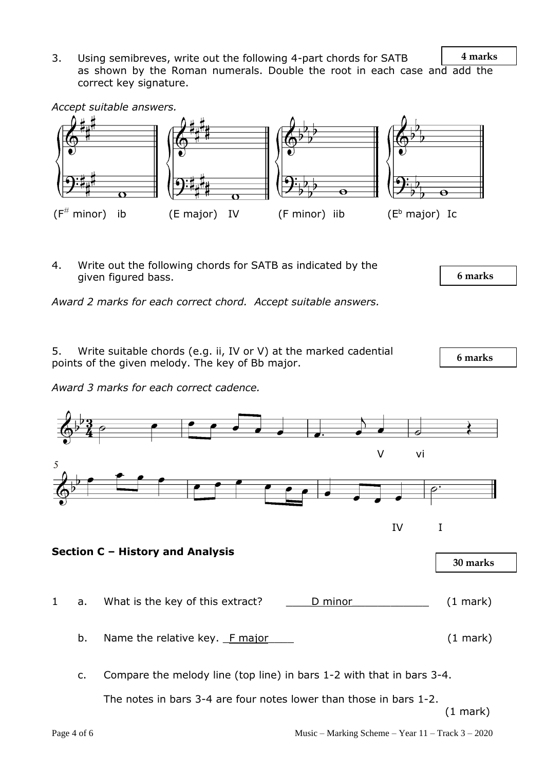3. Using semibreves, write out the following 4-part chords for SATB as shown by the Roman numerals. Double the root in each case and add the correct key signature. **4 marks**

*Accept suitable answers.*

(F# minor) ib (E major) IV (F minor) iib (E♭ major) Ic

4. Write out the following chords for SATB as indicated by the given figured bass. **6 marks**

*Award 2 marks for each correct chord. Accept suitable answers.*

5. Write suitable chords (e.g. ii, IV or V) at the marked cadential points of the given melody. The key of Bb major. **6 marks**

*Award 3 marks for each correct cadence.*

V vi

IV I

## Section C – History and Analysis

**30 marks**

1 a. What is the key of this extract? D minor (1 mark)

b. Name the relative key. F major (1 mark)

c. Compare the melody line (top line) in bars 1-2 with that in bars 3-4.

The notes in bars 3-4 are four notes lower than those in bars 1-2. (1 mark)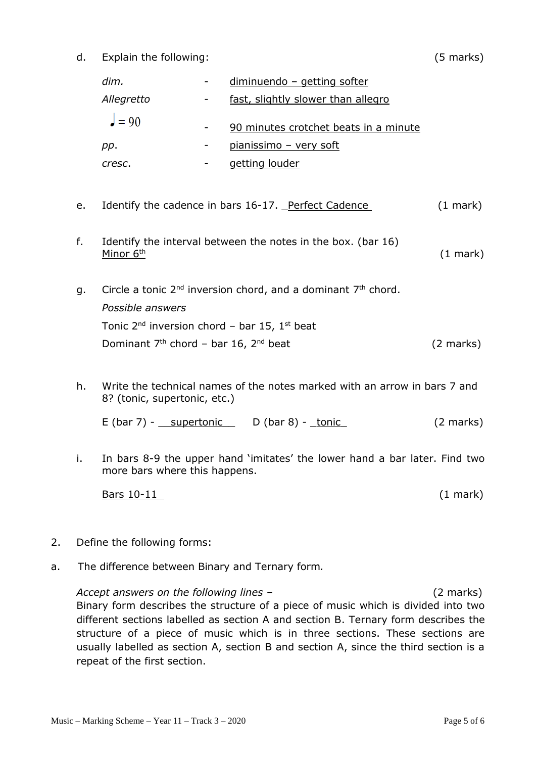d. Explain the following: (5 marks)

*dim.* - diminuendo – getting softer

*Allegretto* - fast, slightly slower than allegro

♩ = 90 - 90 minutes crotchet beats in a minute

*pp*. - pianissimo – very soft

*cresc*. - getting louder

e. Identify the cadence in bars 16-17. _Perfect Cadence_ (1 mark)

f. Identify the interval between the notes in the box. (bar 16)
Minor 6th (1 mark)

g. Circle a tonic 2nd inversion chord, and a dominant 7th chord.

*Possible answers*

Tonic 2nd inversion chord – bar 15, 1st beat

Dominant 7th chord – bar 16, 2nd beat (2 marks)

h. Write the technical names of the notes marked with an arrow in bars 7 and 8? (tonic, supertonic, etc.)

E (bar 7) - supertonic D (bar 8) - tonic (2 marks)

i. In bars 8-9 the upper hand 'imitates' the lower hand a bar later. Find two more bars where this happens.

Bars 10-11 (1 mark)

2. Define the following forms:

a. The difference between Binary and Ternary form.

*Accept answers on the following lines –* (2 marks)

Binary form describes the structure of a piece of music which is divided into two different sections labelled as section A and section B. Ternary form describes the structure of a piece of music which is in three sections. These sections are usually labelled as section A, section B and section A, since the third section is a repeat of the first section.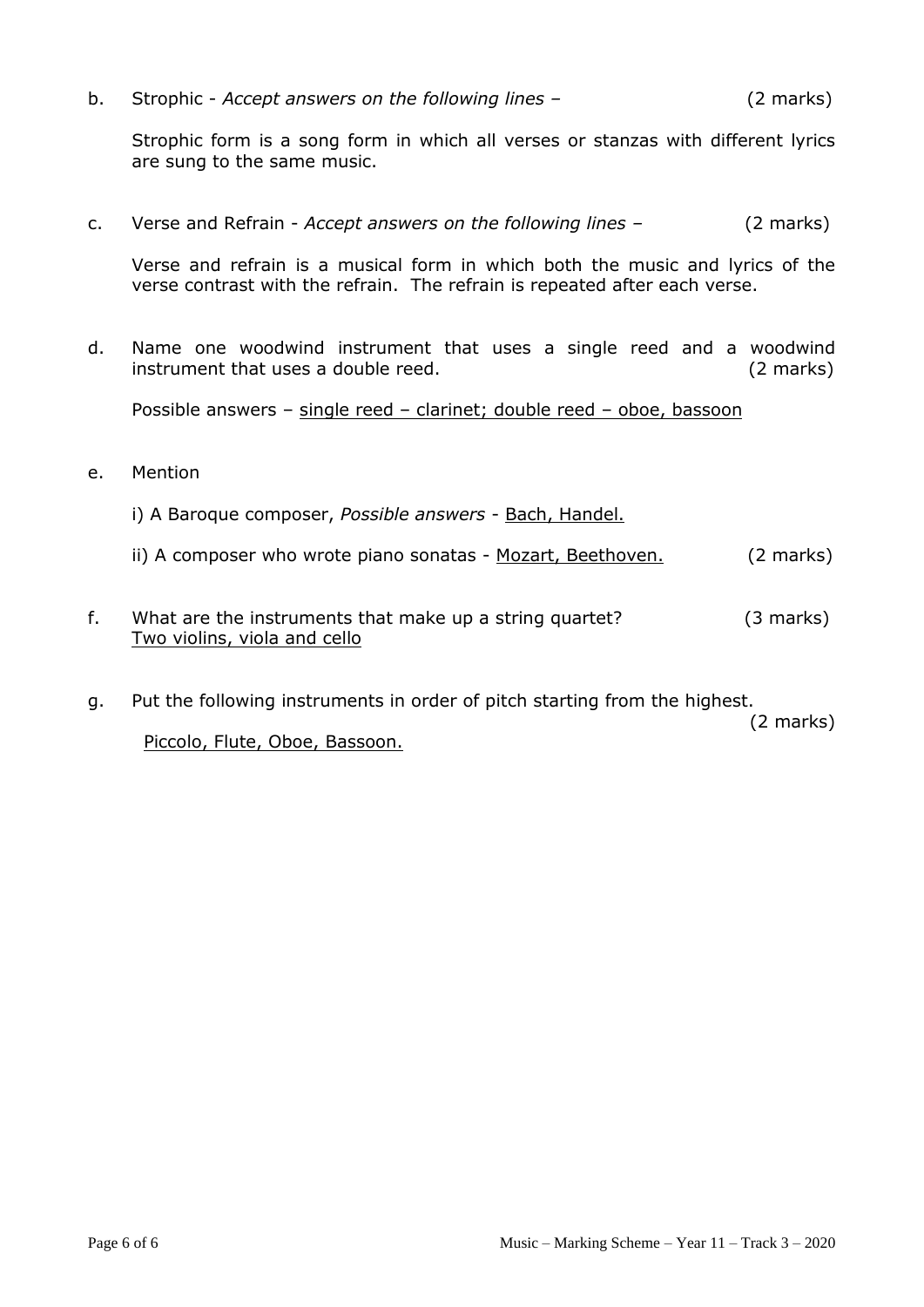b. Strophic - *Accept answers on the following lines* – (2 marks)

Strophic form is a song form in which all verses or stanzas with different lyrics are sung to the same music.

c. Verse and Refrain - *Accept answers on the following lines* – (2 marks)

Verse and refrain is a musical form in which both the music and lyrics of the verse contrast with the refrain. The refrain is repeated after each verse.

d. Name one woodwind instrument that uses a single reed and a woodwind instrument that uses a double reed. (2 marks)

Possible answers – <u>single reed – clarinet; double reed – oboe, bassoon</u>

e. Mention

i) A Baroque composer, *Possible answers* - <u>Bach, Handel.</u>

ii) A composer who wrote piano sonatas - <u>Mozart, Beethoven.</u> (2 marks)

f. What are the instruments that make up a string quartet? (3 marks)
<u>Two violins, viola and cello</u>

g. Put the following instruments in order of pitch starting from the highest. (2 marks)

<u>Piccolo, Flute, Oboe, Bassoon.</u>